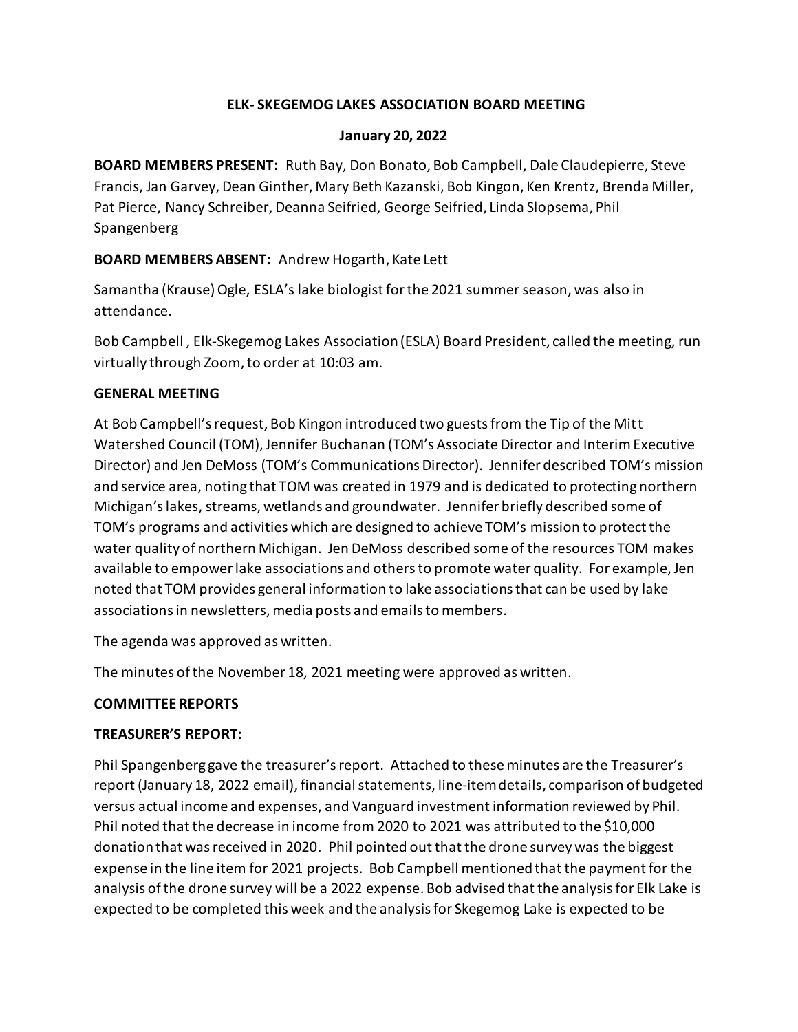**ELK- SKEGEMOG LAKES ASSOCIATION BOARD MEETING**

**January 20, 2022**

**BOARD MEMBERS PRESENT:** Ruth Bay, Don Bonato, Bob Campbell, Dale Claudepierre, Steve Francis, Jan Garvey, Dean Ginther, Mary Beth Kazanski, Bob Kingon, Ken Krentz, Brenda Miller, Pat Pierce, Nancy Schreiber, Deanna Seifried, George Seifried, Linda Slopsema, Phil Spangenberg

**BOARD MEMBERS ABSENT:** Andrew Hogarth, Kate Lett

Samantha (Krause) Ogle, ESLA's lake biologist for the 2021 summer season, was also in attendance.

Bob Campbell , Elk-Skegemog Lakes Association (ESLA) Board President, called the meeting, run virtually through Zoom, to order at 10:03 am.

**GENERAL MEETING**

At Bob Campbell's request, Bob Kingon introduced two guests from the Tip of the Mitt Watershed Council (TOM), Jennifer Buchanan (TOM's Associate Director and Interim Executive Director) and Jen DeMoss (TOM's Communications Director). Jennifer described TOM's mission and service area, noting that TOM was created in 1979 and is dedicated to protecting northern Michigan's lakes, streams, wetlands and groundwater. Jennifer briefly described some of TOM's programs and activities which are designed to achieve TOM's mission to protect the water quality of northern Michigan. Jen DeMoss described some of the resources TOM makes available to empower lake associations and others to promote water quality. For example, Jen noted that TOM provides general information to lake associations that can be used by lake associations in newsletters, media posts and emails to members.

The agenda was approved as written.

The minutes of the November 18, 2021 meeting were approved as written.

**COMMITTEE REPORTS**

**TREASURER'S REPORT:**

Phil Spangenberg gave the treasurer's report. Attached to these minutes are the Treasurer's report (January 18, 2022 email), financial statements, line-item details, comparison of budgeted versus actual income and expenses, and Vanguard investment information reviewed by Phil. Phil noted that the decrease in income from 2020 to 2021 was attributed to the $10,000 donation that was received in 2020. Phil pointed out that the drone survey was the biggest expense in the line item for 2021 projects. Bob Campbell mentioned that the payment for the analysis of the drone survey will be a 2022 expense. Bob advised that the analysis for Elk Lake is expected to be completed this week and the analysis for Skegemog Lake is expected to be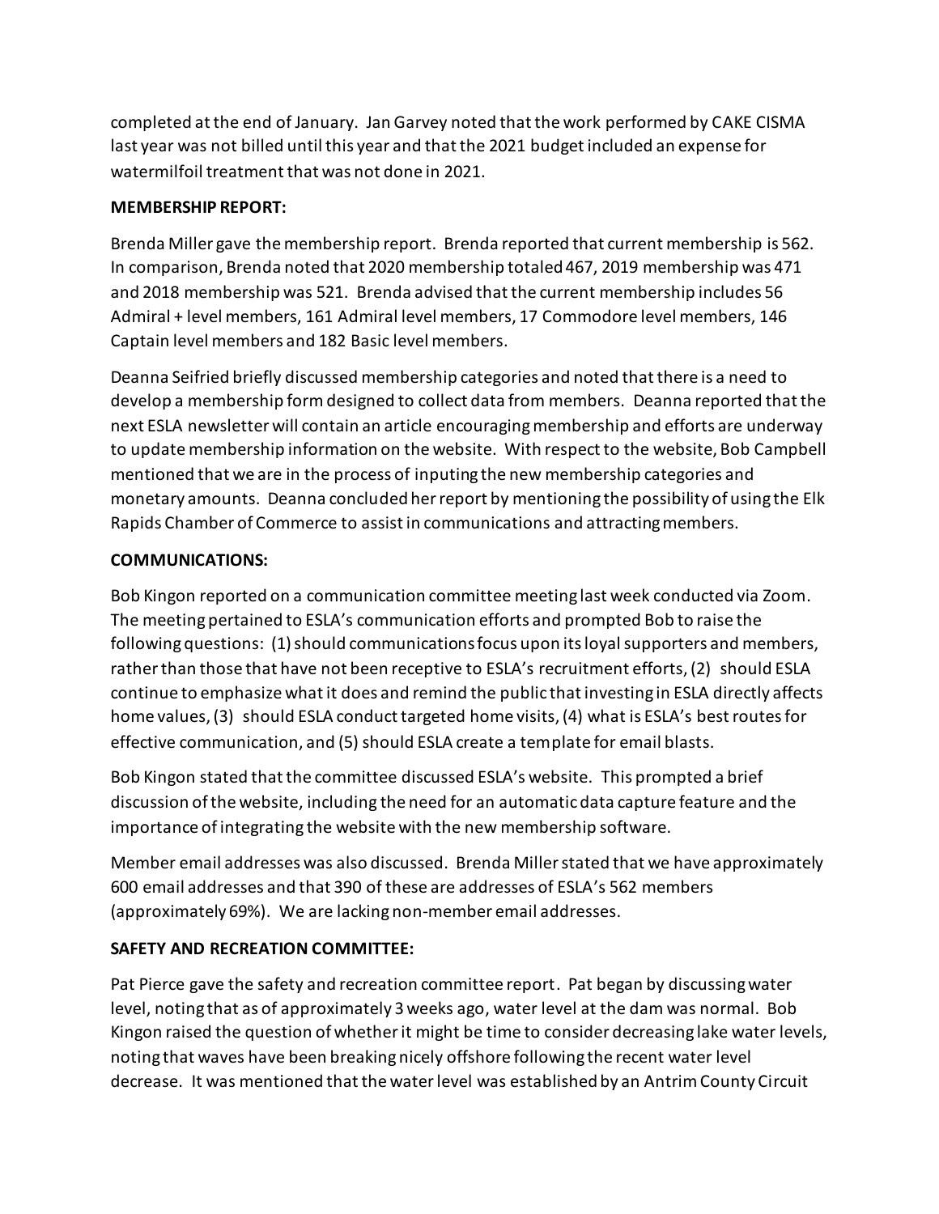completed at the end of January. Jan Garvey noted that the work performed by CAKE CISMA last year was not billed until this year and that the 2021 budget included an expense for watermilfoil treatment that was not done in 2021.

**MEMBERSHIP REPORT:**

Brenda Miller gave the membership report. Brenda reported that current membership is 562. In comparison, Brenda noted that 2020 membership totaled 467, 2019 membership was 471 and 2018 membership was 521. Brenda advised that the current membership includes 56 Admiral + level members, 161 Admiral level members, 17 Commodore level members, 146 Captain level members and 182 Basic level members.

Deanna Seifried briefly discussed membership categories and noted that there is a need to develop a membership form designed to collect data from members. Deanna reported that the next ESLA newsletter will contain an article encouraging membership and efforts are underway to update membership information on the website. With respect to the website, Bob Campbell mentioned that we are in the process of inputing the new membership categories and monetary amounts. Deanna concluded her report by mentioning the possibility of using the Elk Rapids Chamber of Commerce to assist in communications and attracting members.

**COMMUNICATIONS:**

Bob Kingon reported on a communication committee meeting last week conducted via Zoom. The meeting pertained to ESLA's communication efforts and prompted Bob to raise the following questions: (1) should communications focus upon its loyal supporters and members, rather than those that have not been receptive to ESLA's recruitment efforts, (2) should ESLA continue to emphasize what it does and remind the public that investing in ESLA directly affects home values, (3) should ESLA conduct targeted home visits, (4) what is ESLA's best routes for effective communication, and (5) should ESLA create a template for email blasts.

Bob Kingon stated that the committee discussed ESLA's website. This prompted a brief discussion of the website, including the need for an automatic data capture feature and the importance of integrating the website with the new membership software.

Member email addresses was also discussed. Brenda Miller stated that we have approximately 600 email addresses and that 390 of these are addresses of ESLA's 562 members (approximately 69%). We are lacking non-member email addresses.

**SAFETY AND RECREATION COMMITTEE:**

Pat Pierce gave the safety and recreation committee report. Pat began by discussing water level, noting that as of approximately 3 weeks ago, water level at the dam was normal. Bob Kingon raised the question of whether it might be time to consider decreasing lake water levels, noting that waves have been breaking nicely offshore following the recent water level decrease. It was mentioned that the water level was established by an Antrim County Circuit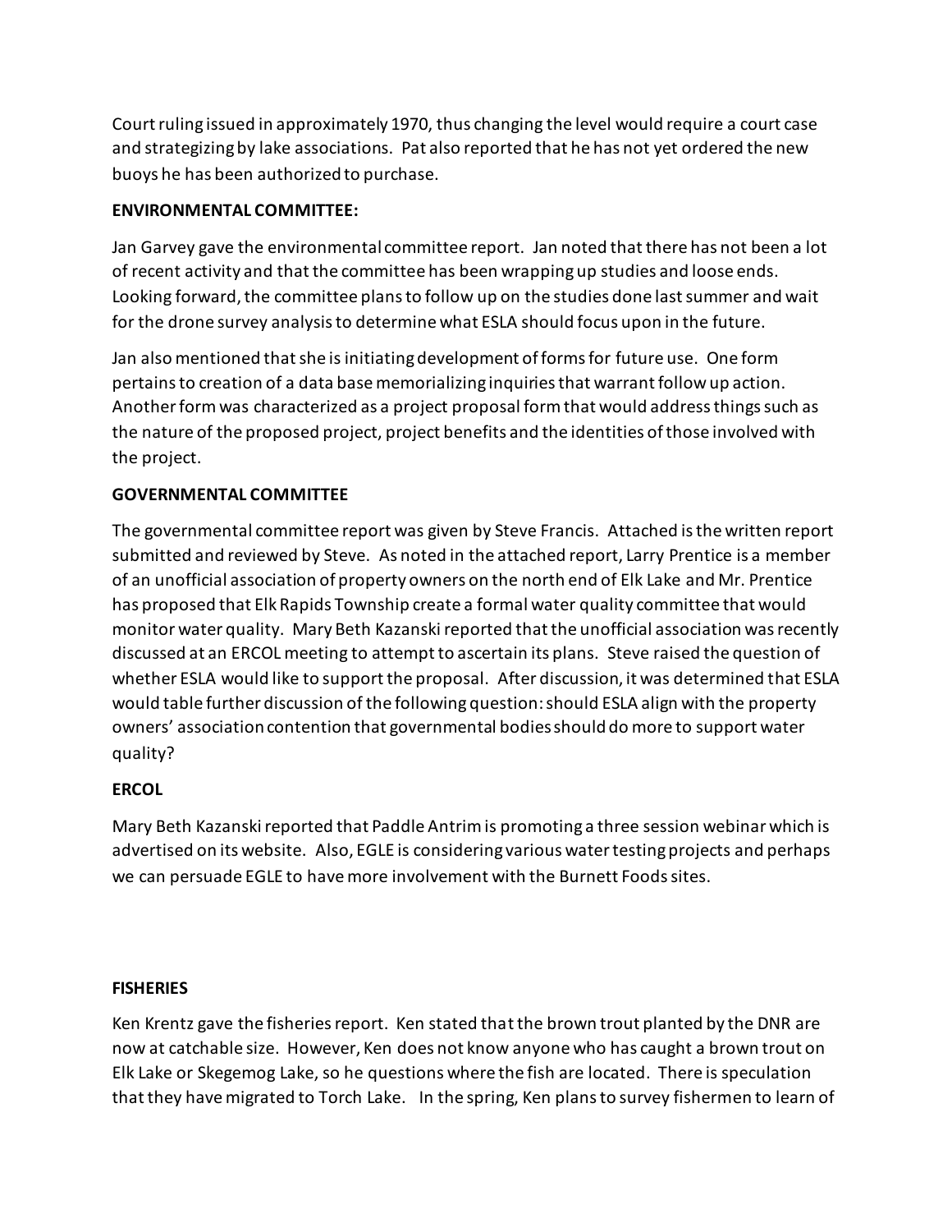Court ruling issued in approximately 1970, thus changing the level would require a court case and strategizing by lake associations. Pat also reported that he has not yet ordered the new buoys he has been authorized to purchase.

**ENVIRONMENTAL COMMITTEE:**

Jan Garvey gave the environmental committee report. Jan noted that there has not been a lot of recent activity and that the committee has been wrapping up studies and loose ends. Looking forward, the committee plans to follow up on the studies done last summer and wait for the drone survey analysis to determine what ESLA should focus upon in the future.

Jan also mentioned that she is initiating development of forms for future use. One form pertains to creation of a data base memorializing inquiries that warrant follow up action. Another form was characterized as a project proposal form that would address things such as the nature of the proposed project, project benefits and the identities of those involved with the project.

**GOVERNMENTAL COMMITTEE**

The governmental committee report was given by Steve Francis. Attached is the written report submitted and reviewed by Steve. As noted in the attached report, Larry Prentice is a member of an unofficial association of property owners on the north end of Elk Lake and Mr. Prentice has proposed that Elk Rapids Township create a formal water quality committee that would monitor water quality. Mary Beth Kazanski reported that the unofficial association was recently discussed at an ERCOL meeting to attempt to ascertain its plans. Steve raised the question of whether ESLA would like to support the proposal. After discussion, it was determined that ESLA would table further discussion of the following question: should ESLA align with the property owners' association contention that governmental bodies should do more to support water quality?

**ERCOL**

Mary Beth Kazanski reported that Paddle Antrim is promoting a three session webinar which is advertised on its website. Also, EGLE is considering various water testing projects and perhaps we can persuade EGLE to have more involvement with the Burnett Foods sites.

**FISHERIES**

Ken Krentz gave the fisheries report. Ken stated that the brown trout planted by the DNR are now at catchable size. However, Ken does not know anyone who has caught a brown trout on Elk Lake or Skegemog Lake, so he questions where the fish are located. There is speculation that they have migrated to Torch Lake. In the spring, Ken plans to survey fishermen to learn of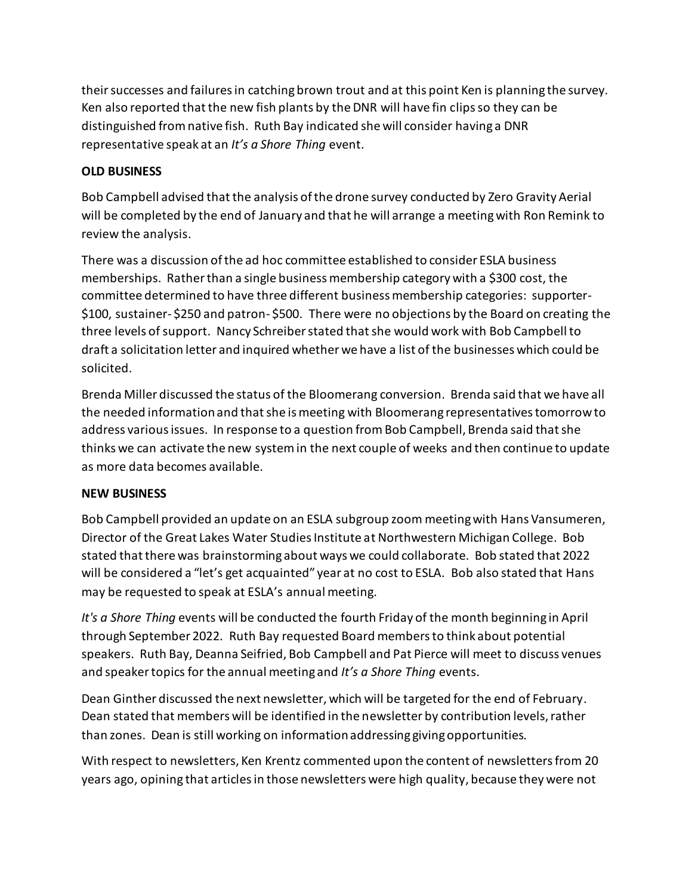their successes and failures in catching brown trout and at this point Ken is planning the survey. Ken also reported that the new fish plants by the DNR will have fin clips so they can be distinguished from native fish. Ruth Bay indicated she will consider having a DNR representative speak at an *It's a Shore Thing* event.

**OLD BUSINESS**

Bob Campbell advised that the analysis of the drone survey conducted by Zero Gravity Aerial will be completed by the end of January and that he will arrange a meeting with Ron Remink to review the analysis.

There was a discussion of the ad hoc committee established to consider ESLA business memberships. Rather than a single business membership category with a $300 cost, the committee determined to have three different business membership categories: supporter- $100, sustainer- $250 and patron- $500. There were no objections by the Board on creating the three levels of support. Nancy Schreiber stated that she would work with Bob Campbell to draft a solicitation letter and inquired whether we have a list of the businesses which could be solicited.

Brenda Miller discussed the status of the Bloomerang conversion. Brenda said that we have all the needed information and that she is meeting with Bloomerang representatives tomorrow to address various issues. In response to a question from Bob Campbell, Brenda said that she thinks we can activate the new system in the next couple of weeks and then continue to update as more data becomes available.

**NEW BUSINESS**

Bob Campbell provided an update on an ESLA subgroup zoom meeting with Hans Vansumeren, Director of the Great Lakes Water Studies Institute at Northwestern Michigan College. Bob stated that there was brainstorming about ways we could collaborate. Bob stated that 2022 will be considered a "let's get acquainted" year at no cost to ESLA. Bob also stated that Hans may be requested to speak at ESLA's annual meeting.

*It's a Shore Thing* events will be conducted the fourth Friday of the month beginning in April through September 2022. Ruth Bay requested Board members to think about potential speakers. Ruth Bay, Deanna Seifried, Bob Campbell and Pat Pierce will meet to discuss venues and speaker topics for the annual meeting and *It's a Shore Thing* events.

Dean Ginther discussed the next newsletter, which will be targeted for the end of February. Dean stated that members will be identified in the newsletter by contribution levels, rather than zones. Dean is still working on information addressing giving opportunities.

With respect to newsletters, Ken Krentz commented upon the content of newsletters from 20 years ago, opining that articles in those newsletters were high quality, because they were not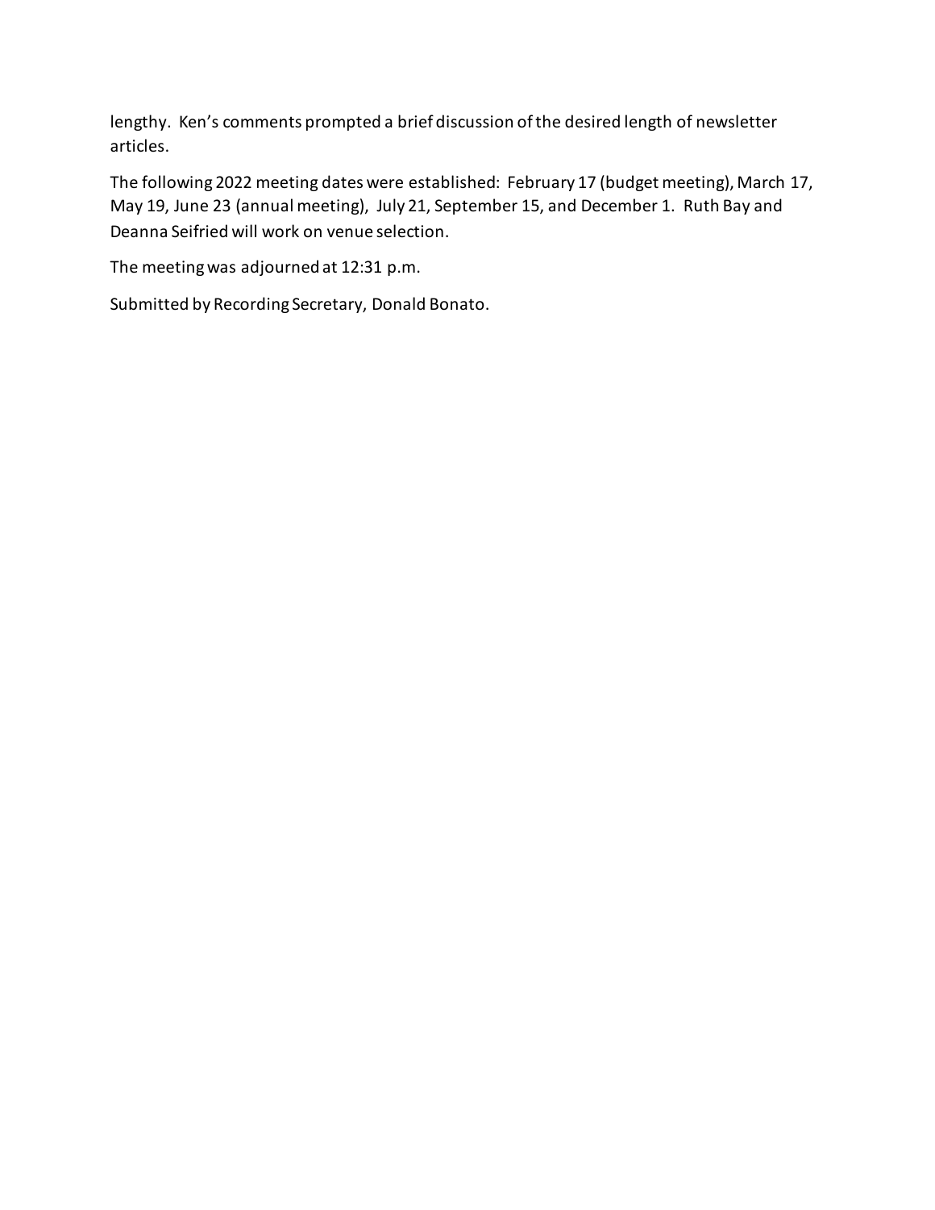lengthy. Ken's comments prompted a brief discussion of the desired length of newsletter articles.

The following 2022 meeting dates were established: February 17 (budget meeting), March 17, May 19, June 23 (annual meeting), July 21, September 15, and December 1. Ruth Bay and Deanna Seifried will work on venue selection.

The meeting was adjourned at 12:31 p.m.

Submitted by Recording Secretary, Donald Bonato.